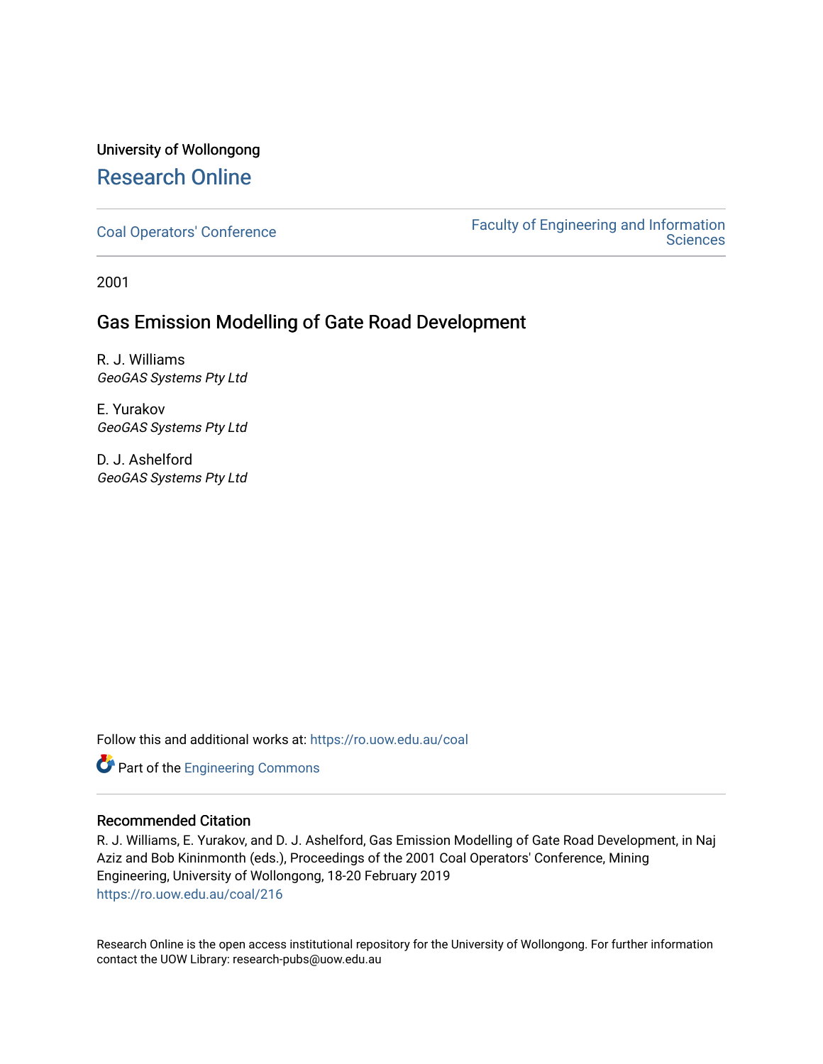University of Wollongong

# Research Online

Coal Operators' Conference | Faculty of Engineering and Information Sciences

2001

## Gas Emission Modelling of Gate Road Development

R. J. Williams
*GeoGAS Systems Pty Ltd*

E. Yurakov
*GeoGAS Systems Pty Ltd*

D. J. Ashelford
*GeoGAS Systems Pty Ltd*

Follow this and additional works at: https://ro.uow.edu.au/coal

Part of the Engineering Commons

### Recommended Citation

R. J. Williams, E. Yurakov, and D. J. Ashelford, Gas Emission Modelling of Gate Road Development, in Naj Aziz and Bob Kininmonth (eds.), Proceedings of the 2001 Coal Operators' Conference, Mining Engineering, University of Wollongong, 18-20 February 2019
https://ro.uow.edu.au/coal/216

Research Online is the open access institutional repository for the University of Wollongong. For further information contact the UOW Library: research-pubs@uow.edu.au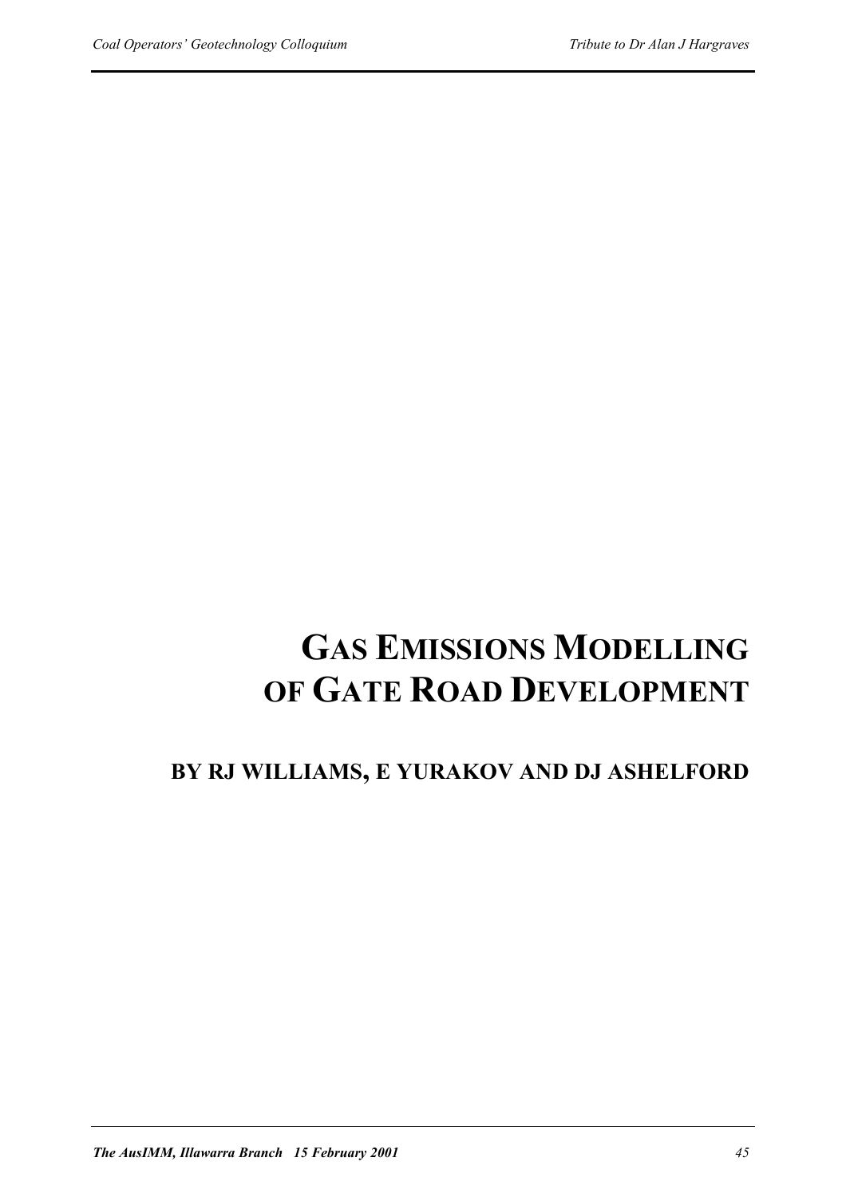# GAS EMISSIONS MODELLING OF GATE ROAD DEVELOPMENT

## BY RJ WILLIAMS, E YURAKOV AND DJ ASHELFORD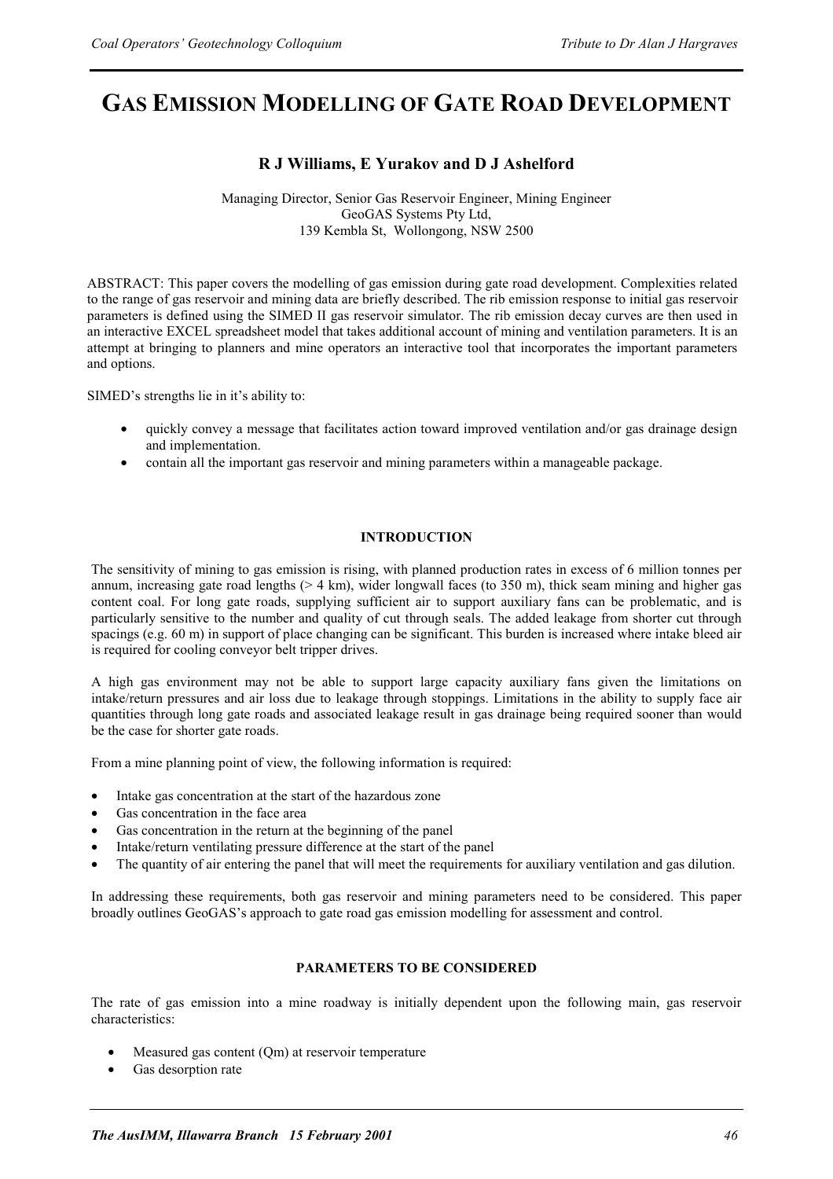# GAS EMISSION MODELLING OF GATE ROAD DEVELOPMENT

**R J Williams, E Yurakov and D J Ashelford**

Managing Director, Senior Gas Reservoir Engineer, Mining Engineer
GeoGAS Systems Pty Ltd,
139 Kembla St, Wollongong, NSW 2500

ABSTRACT: This paper covers the modelling of gas emission during gate road development. Complexities related to the range of gas reservoir and mining data are briefly described. The rib emission response to initial gas reservoir parameters is defined using the SIMED II gas reservoir simulator. The rib emission decay curves are then used in an interactive EXCEL spreadsheet model that takes additional account of mining and ventilation parameters. It is an attempt at bringing to planners and mine operators an interactive tool that incorporates the important parameters and options.

SIMED's strengths lie in it's ability to:

- quickly convey a message that facilitates action toward improved ventilation and/or gas drainage design and implementation.
- contain all the important gas reservoir and mining parameters within a manageable package.

## INTRODUCTION

The sensitivity of mining to gas emission is rising, with planned production rates in excess of 6 million tonnes per annum, increasing gate road lengths (> 4 km), wider longwall faces (to 350 m), thick seam mining and higher gas content coal. For long gate roads, supplying sufficient air to support auxiliary fans can be problematic, and is particularly sensitive to the number and quality of cut through seals. The added leakage from shorter cut through spacings (e.g. 60 m) in support of place changing can be significant. This burden is increased where intake bleed air is required for cooling conveyor belt tripper drives.

A high gas environment may not be able to support large capacity auxiliary fans given the limitations on intake/return pressures and air loss due to leakage through stoppings. Limitations in the ability to supply face air quantities through long gate roads and associated leakage result in gas drainage being required sooner than would be the case for shorter gate roads.

From a mine planning point of view, the following information is required:

- Intake gas concentration at the start of the hazardous zone
- Gas concentration in the face area
- Gas concentration in the return at the beginning of the panel
- Intake/return ventilating pressure difference at the start of the panel
- The quantity of air entering the panel that will meet the requirements for auxiliary ventilation and gas dilution.

In addressing these requirements, both gas reservoir and mining parameters need to be considered. This paper broadly outlines GeoGAS's approach to gate road gas emission modelling for assessment and control.

## PARAMETERS TO BE CONSIDERED

The rate of gas emission into a mine roadway is initially dependent upon the following main, gas reservoir characteristics:

- Measured gas content (Qm) at reservoir temperature
- Gas desorption rate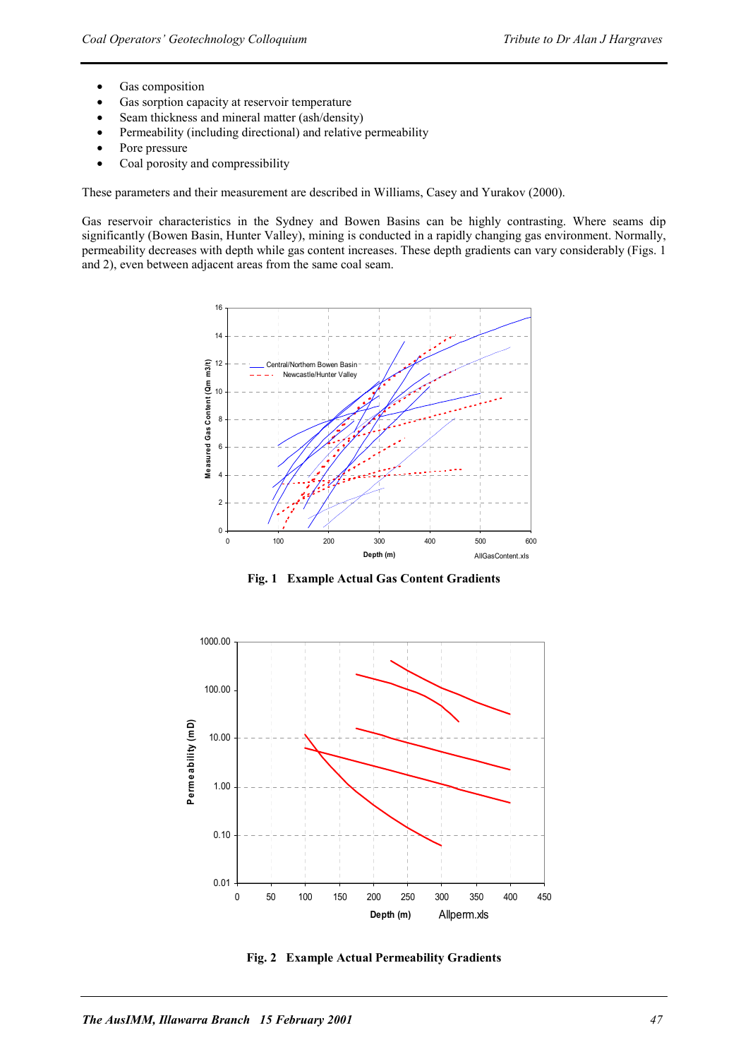- Gas composition
- Gas sorption capacity at reservoir temperature
- Seam thickness and mineral matter (ash/density)
- Permeability (including directional) and relative permeability
- Pore pressure
- Coal porosity and compressibility

These parameters and their measurement are described in Williams, Casey and Yurakov (2000).

Gas reservoir characteristics in the Sydney and Bowen Basins can be highly contrasting. Where seams dip significantly (Bowen Basin, Hunter Valley), mining is conducted in a rapidly changing gas environment. Normally, permeability decreases with depth while gas content increases. These depth gradients can vary considerably (Figs. 1 and 2), even between adjacent areas from the same coal seam.

**Fig. 1 Example Actual Gas Content Gradients**

**Fig. 2 Example Actual Permeability Gradients**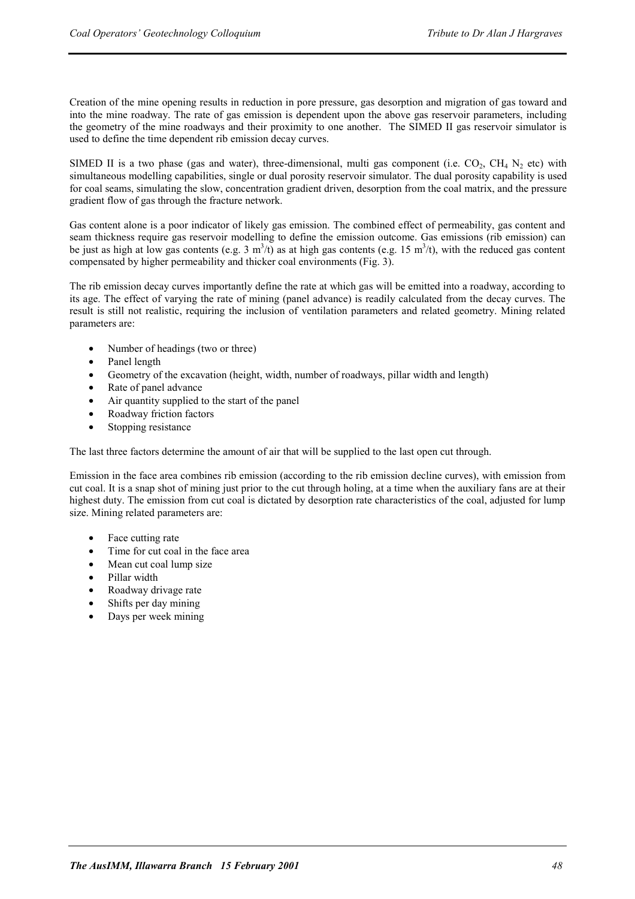Creation of the mine opening results in reduction in pore pressure, gas desorption and migration of gas toward and into the mine roadway. The rate of gas emission is dependent upon the above gas reservoir parameters, including the geometry of the mine roadways and their proximity to one another. The SIMED II gas reservoir simulator is used to define the time dependent rib emission decay curves.

SIMED II is a two phase (gas and water), three-dimensional, multi gas component (i.e. $CO_2$, $CH_4$ $N_2$ etc) with simultaneous modelling capabilities, single or dual porosity reservoir simulator. The dual porosity capability is used for coal seams, simulating the slow, concentration gradient driven, desorption from the coal matrix, and the pressure gradient flow of gas through the fracture network.

Gas content alone is a poor indicator of likely gas emission. The combined effect of permeability, gas content and seam thickness require gas reservoir modelling to define the emission outcome. Gas emissions (rib emission) can be just as high at low gas contents (e.g. 3 $m^3/t$) as at high gas contents (e.g. 15 $m^3/t$), with the reduced gas content compensated by higher permeability and thicker coal environments (Fig. 3).

The rib emission decay curves importantly define the rate at which gas will be emitted into a roadway, according to its age. The effect of varying the rate of mining (panel advance) is readily calculated from the decay curves. The result is still not realistic, requiring the inclusion of ventilation parameters and related geometry. Mining related parameters are:

- Number of headings (two or three)
- Panel length
- Geometry of the excavation (height, width, number of roadways, pillar width and length)
- Rate of panel advance
- Air quantity supplied to the start of the panel
- Roadway friction factors
- Stopping resistance

The last three factors determine the amount of air that will be supplied to the last open cut through.

Emission in the face area combines rib emission (according to the rib emission decline curves), with emission from cut coal. It is a snap shot of mining just prior to the cut through holing, at a time when the auxiliary fans are at their highest duty. The emission from cut coal is dictated by desorption rate characteristics of the coal, adjusted for lump size. Mining related parameters are:

- Face cutting rate
- Time for cut coal in the face area
- Mean cut coal lump size
- Pillar width
- Roadway drivage rate
- Shifts per day mining
- Days per week mining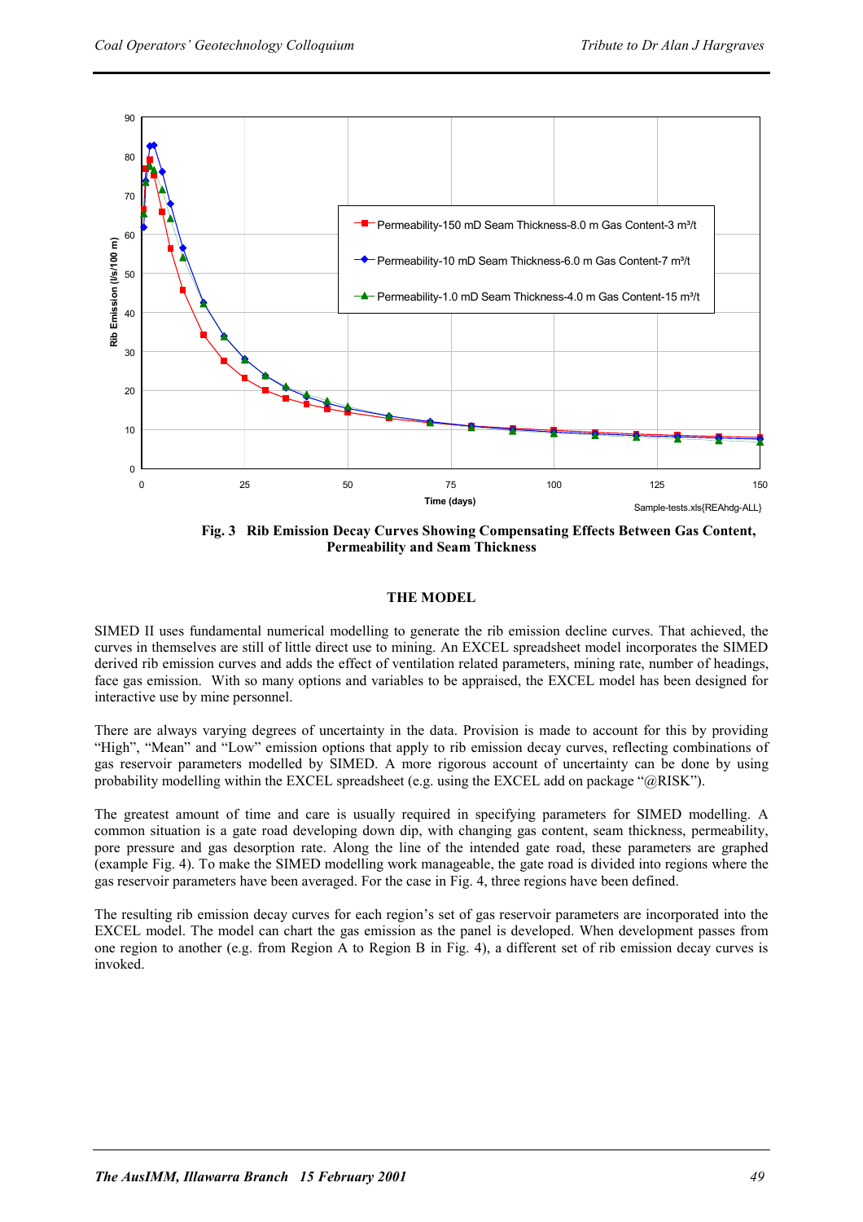**Fig. 3 Rib Emission Decay Curves Showing Compensating Effects Between Gas Content, Permeability and Seam Thickness**

## THE MODEL

SIMED II uses fundamental numerical modelling to generate the rib emission decline curves. That achieved, the curves in themselves are still of little direct use to mining. An EXCEL spreadsheet model incorporates the SIMED derived rib emission curves and adds the effect of ventilation related parameters, mining rate, number of headings, face gas emission. With so many options and variables to be appraised, the EXCEL model has been designed for interactive use by mine personnel.

There are always varying degrees of uncertainty in the data. Provision is made to account for this by providing "High", "Mean" and "Low" emission options that apply to rib emission decay curves, reflecting combinations of gas reservoir parameters modelled by SIMED. A more rigorous account of uncertainty can be done by using probability modelling within the EXCEL spreadsheet (e.g. using the EXCEL add on package "@RISK").

The greatest amount of time and care is usually required in specifying parameters for SIMED modelling. A common situation is a gate road developing down dip, with changing gas content, seam thickness, permeability, pore pressure and gas desorption rate. Along the line of the intended gate road, these parameters are graphed (example Fig. 4). To make the SIMED modelling work manageable, the gate road is divided into regions where the gas reservoir parameters have been averaged. For the case in Fig. 4, three regions have been defined.

The resulting rib emission decay curves for each region's set of gas reservoir parameters are incorporated into the EXCEL model. The model can chart the gas emission as the panel is developed. When development passes from one region to another (e.g. from Region A to Region B in Fig. 4), a different set of rib emission decay curves is invoked.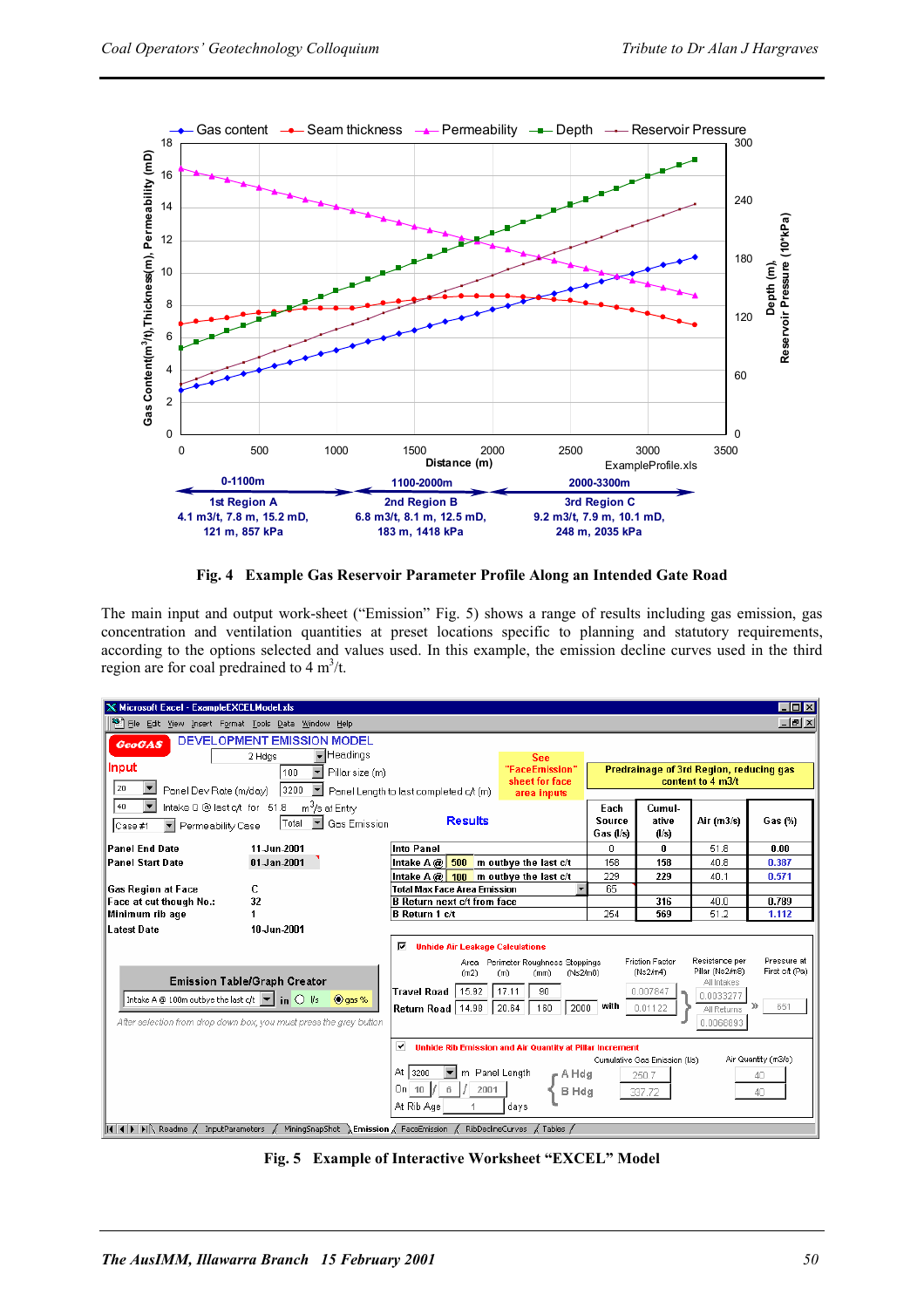Fig. 4 Example Gas Reservoir Parameter Profile Along an Intended Gate Road

The main input and output work-sheet ("Emission" Fig. 5) shows a range of results including gas emission, gas concentration and ventilation quantities at preset locations specific to planning and statutory requirements, according to the options selected and values used. In this example, the emission decline curves used in the third region are for coal predrained to 4 $m^3/t$.

Fig. 5 Example of Interactive Worksheet "EXCEL" Model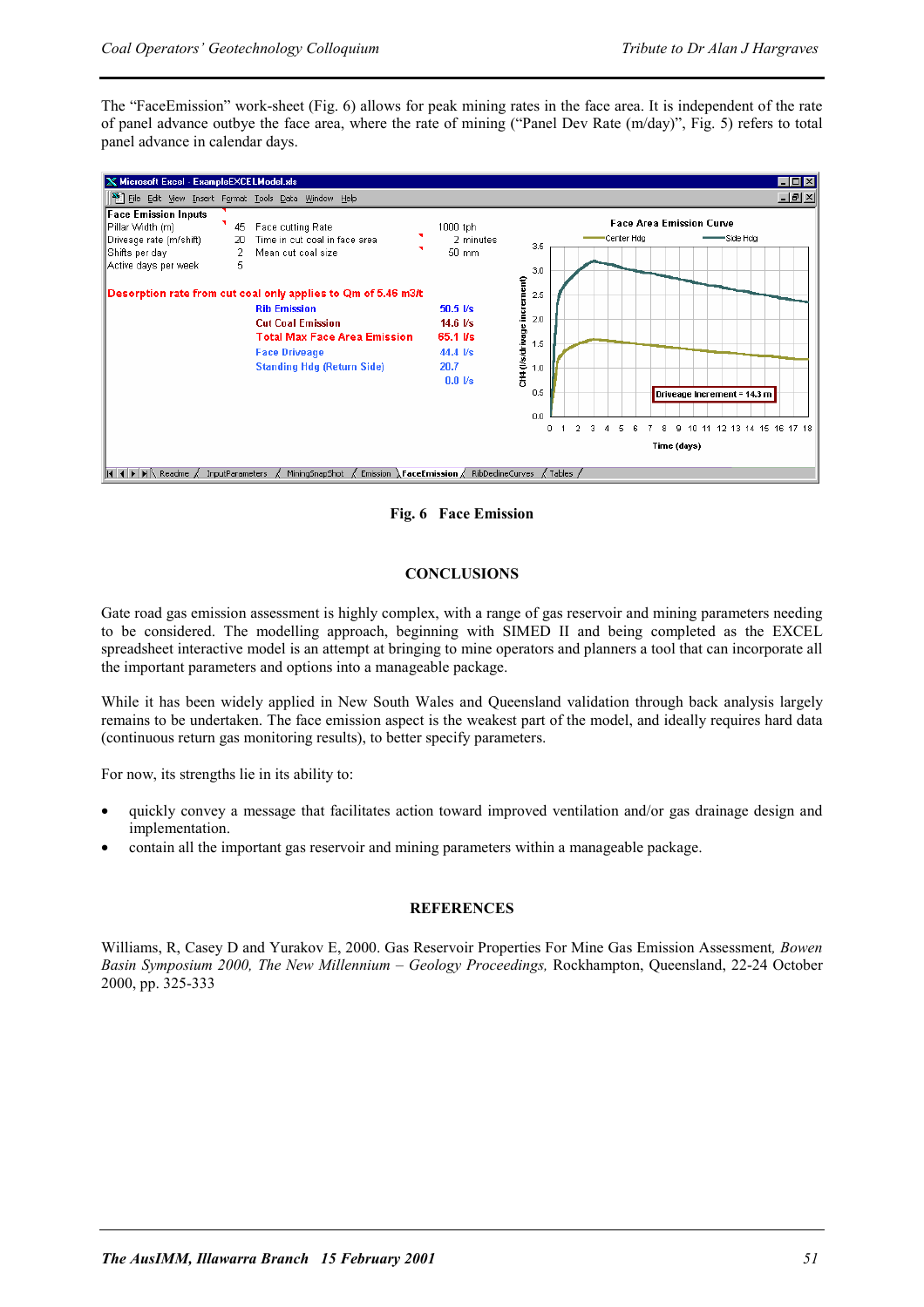The "FaceEmission" work-sheet (Fig. 6) allows for peak mining rates in the face area. It is independent of the rate of panel advance outbye the face area, where the rate of mining ("Panel Dev Rate (m/day)", Fig. 5) refers to total panel advance in calendar days.

Microsoft Excel - ExampleEXCELModel.xls

Face Emission Inputs

Pillar Width (m) 45

Driveage rate (m/shift) 20

Shifts per day 2

Active days per week 5

Face cutting Rate 1000 tph

Time in cut coal in face area 2 minutes

Mean cut coal size 50 mm

Desorption rate from cut coal only applies to Qm of 5.46 m3/t

Rib Emission 50.5 l/s

Cut Coal Emission 14.6 l/s

Total Max Face Area Emission 65.1 l/s

Face Driveage 44.4 l/s

Standing Hdg (Return Side) 20.7

0.0 l/s

Face Area Emission Curve

Center Hdg

Side Hdg

CH4 (l/s/driveage increment)

Driveage Increment = 14.3 m

Time (days)

Readme / InputParameters / MiningSnapShot / Emission / FaceEmission / RibDeclineCurves / Tables

Fig. 6 Face Emission

## CONCLUSIONS

Gate road gas emission assessment is highly complex, with a range of gas reservoir and mining parameters needing to be considered. The modelling approach, beginning with SIMED II and being completed as the EXCEL spreadsheet interactive model is an attempt at bringing to mine operators and planners a tool that can incorporate all the important parameters and options into a manageable package.

While it has been widely applied in New South Wales and Queensland validation through back analysis largely remains to be undertaken. The face emission aspect is the weakest part of the model, and ideally requires hard data (continuous return gas monitoring results), to better specify parameters.

For now, its strengths lie in its ability to:

- quickly convey a message that facilitates action toward improved ventilation and/or gas drainage design and implementation.
- contain all the important gas reservoir and mining parameters within a manageable package.

## REFERENCES

Williams, R, Casey D and Yurakov E, 2000. Gas Reservoir Properties For Mine Gas Emission Assessment, *Bowen Basin Symposium 2000, The New Millennium – Geology Proceedings,* Rockhampton, Queensland, 22-24 October 2000, pp. 325-333